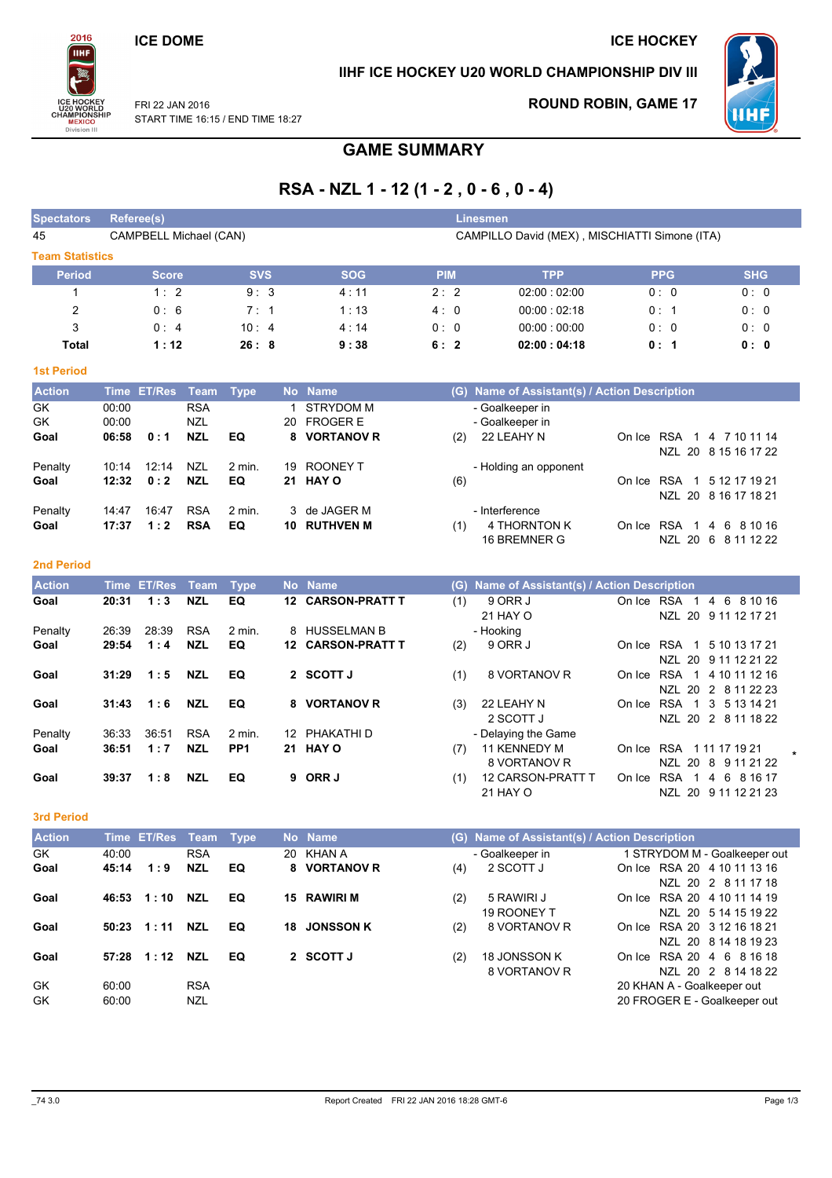ICE DOME

ICE HOCKEY

IIHF ICE HOCKEY U20 WORLD CHAMPIONSHIP DIV III

FRI 22 JAN 2016
START TIME 16:15 / END TIME 18:27

ROUND ROBIN, GAME 17

# GAME SUMMARY

## RSA - NZL 1 - 12 (1 - 2 , 0 - 6 , 0 - 4)

| Spectators | Referee(s) | Linesmen |
|---|---|---|
| 45 | CAMPBELL Michael (CAN) | CAMPILLO David (MEX) , MISCHIATTI Simone (ITA) |

### Team Statistics

| Period | Score | SVS | SOG | PIM | TPP | PPG | SHG |
|---|---|---|---|---|---|---|---|
| 1 | 1 : 2 | 9 : 3 | 4 : 11 | 2 : 2 | 02:00 : 02:00 | 0 : 0 | 0 : 0 |
| 2 | 0 : 6 | 7 : 1 | 1 : 13 | 4 : 0 | 00:00 : 02:18 | 0 : 1 | 0 : 0 |
| 3 | 0 : 4 | 10 : 4 | 4 : 14 | 0 : 0 | 00:00 : 00:00 | 0 : 0 | 0 : 0 |
| **Total** | **1 : 12** | **26 : 8** | **9 : 38** | **6 : 2** | **02:00 : 04:18** | **0 : 1** | **0 : 0** |

### 1st Period

| Action | Time | ET/Res | Team | Type | No | Name | (G) | Name of Assistant(s) / Action Description | On Ice |
|---|---|---|---|---|---|---|---|---|---|
| GK | 00:00 | | RSA | | 1 | STRYDOM M | | - Goalkeeper in | |
| GK | 00:00 | | NZL | | 20 | FROGER E | | - Goalkeeper in | |
| **Goal** | **06:58** | **0 : 1** | **NZL** | **EQ** | **8** | **VORTANOV R** | (2) | 22 LEAHY N | On Ice RSA 1 4 7 10 11 14<br>NZL 20 8 15 16 17 22 |
| Penalty | 10:14 | 12:14 | NZL | 2 min. | 19 | ROONEY T | | - Holding an opponent | |
| **Goal** | **12:32** | **0 : 2** | **NZL** | **EQ** | **21** | **HAY O** | (6) | | On Ice RSA 1 5 12 17 19 21<br>NZL 20 8 16 17 18 21 |
| Penalty | 14:47 | 16:47 | RSA | 2 min. | 3 | de JAGER M | | - Interference | |
| **Goal** | **17:37** | **1 : 2** | **RSA** | **EQ** | **10** | **RUTHVEN M** | (1) | 4 THORNTON K<br>16 BREMNER G | On Ice RSA 1 4 6 8 10 16<br>NZL 20 6 8 11 12 22 |

### 2nd Period

| Action | Time | ET/Res | Team | Type | No | Name | (G) | Name of Assistant(s) / Action Description | On Ice |
|---|---|---|---|---|---|---|---|---|---|
| **Goal** | **20:31** | **1 : 3** | **NZL** | **EQ** | **12** | **CARSON-PRATT T** | (1) | 9 ORR J<br>21 HAY O | On Ice RSA 1 4 6 8 10 16<br>NZL 20 9 11 12 17 21 |
| Penalty | 26:39 | 28:39 | RSA | 2 min. | 8 | HUSSELMAN B | | - Hooking | |
| **Goal** | **29:54** | **1 : 4** | **NZL** | **EQ** | **12** | **CARSON-PRATT T** | (2) | 9 ORR J | On Ice RSA 1 5 10 13 17 21<br>NZL 20 9 11 12 21 22 |
| **Goal** | **31:29** | **1 : 5** | **NZL** | **EQ** | **2** | **SCOTT J** | (1) | 8 VORTANOV R | On Ice RSA 1 4 10 11 12 16<br>NZL 20 2 8 11 22 23 |
| **Goal** | **31:43** | **1 : 6** | **NZL** | **EQ** | **8** | **VORTANOV R** | (3) | 22 LEAHY N<br>2 SCOTT J | On Ice RSA 1 3 5 13 14 21<br>NZL 20 2 8 11 18 22 |
| Penalty | 36:33 | 36:51 | RSA | 2 min. | 12 | PHAKATHI D | | - Delaying the Game | |
| **Goal** | **36:51** | **1 : 7** | **NZL** | **PP1** | **21** | **HAY O** | (7) | 11 KENNEDY M<br>8 VORTANOV R | On Ice RSA 1 11 17 19 21 *<br>NZL 20 8 9 11 21 22 |
| **Goal** | **39:37** | **1 : 8** | **NZL** | **EQ** | **9** | **ORR J** | (1) | 12 CARSON-PRATT T<br>21 HAY O | On Ice RSA 1 4 6 8 16 17<br>NZL 20 9 11 12 21 23 |

### 3rd Period

| Action | Time | ET/Res | Team | Type | No | Name | (G) | Name of Assistant(s) / Action Description | On Ice |
|---|---|---|---|---|---|---|---|---|---|
| GK | 40:00 | | RSA | | 20 | KHAN A | | - Goalkeeper in | 1 STRYDOM M - Goalkeeper out |
| **Goal** | **45:14** | **1 : 9** | **NZL** | **EQ** | **8** | **VORTANOV R** | (4) | 2 SCOTT J | On Ice RSA 20 4 10 11 13 16<br>NZL 20 2 8 11 17 18 |
| **Goal** | **46:53** | **1 : 10** | **NZL** | **EQ** | **15** | **RAWIRI M** | (2) | 5 RAWIRI J<br>19 ROONEY T | On Ice RSA 20 4 10 11 14 19<br>NZL 20 5 14 15 19 22 |
| **Goal** | **50:23** | **1 : 11** | **NZL** | **EQ** | **18** | **JONSSON K** | (2) | 8 VORTANOV R | On Ice RSA 20 3 12 16 18 21<br>NZL 20 8 14 18 19 23 |
| **Goal** | **57:28** | **1 : 12** | **NZL** | **EQ** | **2** | **SCOTT J** | (2) | 18 JONSSON K<br>8 VORTANOV R | On Ice RSA 20 4 6 8 16 18<br>NZL 20 2 8 14 18 22 |
| GK | 60:00 | | RSA | | | | | | 20 KHAN A - Goalkeeper out |
| GK | 60:00 | | NZL | | | | | | 20 FROGER E - Goalkeeper out |

_74 3.0 Report Created FRI 22 JAN 2016 18:28 GMT-6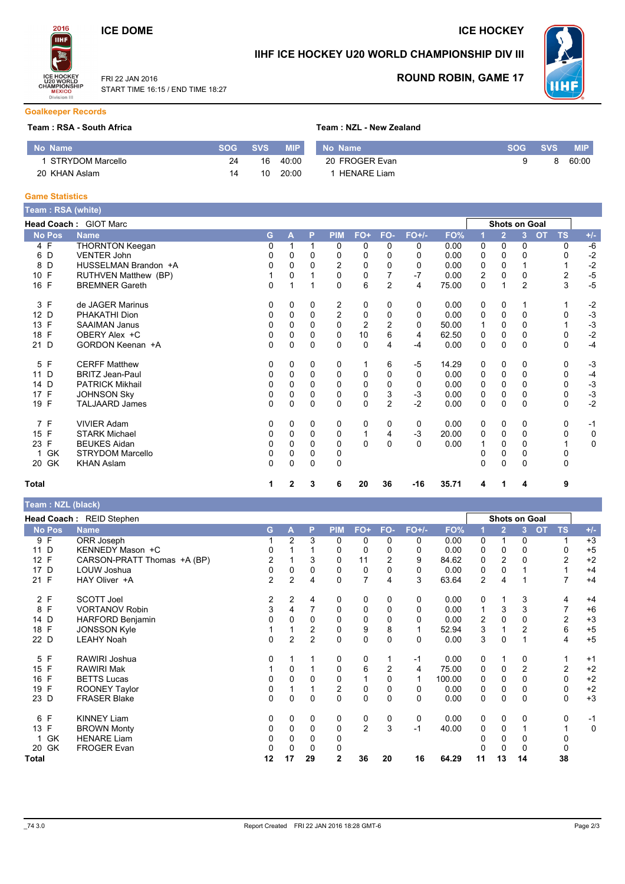ICE DOME

ICE HOCKEY

# IIHF ICE HOCKEY U20 WORLD CHAMPIONSHIP DIV III

FRI 22 JAN 2016
START TIME 16:15 / END TIME 18:27

## ROUND ROBIN, GAME 17

### Goalkeeper Records

**Team : RSA - South Africa**

| No | Name | SOG | SVS | MIP |
|---|---|---|---|---|
| 1 | STRYDOM Marcello | 24 | 16 | 40:00 |
| 20 | KHAN Aslam | 14 | 10 | 20:00 |

**Team : NZL - New Zealand**

| No | Name | SOG | SVS | MIP |
|---|---|---|---|---|
| 20 | FROGER Evan | 9 | 8 | 60:00 |
| 1 | HENARE Liam | | | |

### Game Statistics

**Team : RSA (white)**

**Head Coach :** GIOT Marc

| No | Pos | Name | G | A | P | PIM | FO+ | FO- | FO+/- | FO% | Shots on Goal 1 | 2 | 3 | OT | TS | +/- |
|---|---|---|---|---|---|---|---|---|---|---|---|---|---|---|---|---|
| 4 | F | THORNTON Keegan | 0 | 1 | 1 | 0 | 0 | 0 | 0 | 0.00 | 0 | 0 | 0 | | 0 | -6 |
| 6 | D | VENTER John | 0 | 0 | 0 | 0 | 0 | 0 | 0 | 0.00 | 0 | 0 | 0 | | 0 | -2 |
| 8 | D | HUSSELMAN Brandon +A | 0 | 0 | 0 | 2 | 0 | 0 | 0 | 0.00 | 0 | 0 | 1 | | 1 | -2 |
| 10 | F | RUTHVEN Matthew (BP) | 1 | 0 | 1 | 0 | 0 | 7 | -7 | 0.00 | 2 | 0 | 0 | | 2 | -5 |
| 16 | F | BREMNER Gareth | 0 | 1 | 1 | 0 | 6 | 2 | 4 | 75.00 | 0 | 1 | 2 | | 3 | -5 |
| 3 | F | de JAGER Marinus | 0 | 0 | 0 | 2 | 0 | 0 | 0 | 0.00 | 0 | 0 | 1 | | 1 | -2 |
| 12 | D | PHAKATHI Dion | 0 | 0 | 0 | 2 | 0 | 0 | 0 | 0.00 | 0 | 0 | 0 | | 0 | -3 |
| 13 | F | SAAIMAN Janus | 0 | 0 | 0 | 0 | 2 | 2 | 0 | 50.00 | 1 | 0 | 0 | | 1 | -3 |
| 18 | F | OBERY Alex +C | 0 | 0 | 0 | 0 | 10 | 6 | 4 | 62.50 | 0 | 0 | 0 | | 0 | -2 |
| 21 | D | GORDON Keenan +A | 0 | 0 | 0 | 0 | 0 | 4 | -4 | 0.00 | 0 | 0 | 0 | | 0 | -4 |
| 5 | F | CERFF Matthew | 0 | 0 | 0 | 0 | 1 | 6 | -5 | 14.29 | 0 | 0 | 0 | | 0 | -3 |
| 11 | D | BRITZ Jean-Paul | 0 | 0 | 0 | 0 | 0 | 0 | 0 | 0.00 | 0 | 0 | 0 | | 0 | -4 |
| 14 | D | PATRICK Mikhail | 0 | 0 | 0 | 0 | 0 | 0 | 0 | 0.00 | 0 | 0 | 0 | | 0 | -3 |
| 17 | F | JOHNSON Sky | 0 | 0 | 0 | 0 | 0 | 3 | -3 | 0.00 | 0 | 0 | 0 | | 0 | -3 |
| 19 | F | TALJAARD James | 0 | 0 | 0 | 0 | 0 | 2 | -2 | 0.00 | 0 | 0 | 0 | | 0 | -2 |
| 7 | F | VIVIER Adam | 0 | 0 | 0 | 0 | 0 | 0 | 0 | 0.00 | 0 | 0 | 0 | | 0 | -1 |
| 15 | F | STARK Michael | 0 | 0 | 0 | 0 | 1 | 4 | -3 | 20.00 | 0 | 0 | 0 | | 0 | 0 |
| 23 | F | BEUKES Aidan | 0 | 0 | 0 | 0 | 0 | 0 | 0 | 0.00 | 1 | 0 | 0 | | 1 | 0 |
| 1 | GK | STRYDOM Marcello | 0 | 0 | 0 | 0 | | | | | 0 | 0 | 0 | | 0 | |
| 20 | GK | KHAN Aslam | 0 | 0 | 0 | 0 | | | | | 0 | 0 | 0 | | 0 | |
| **Total** | | | **1** | **2** | **3** | **6** | **20** | **36** | **-16** | **35.71** | **4** | **1** | **4** | | **9** | |

**Team : NZL (black)**

**Head Coach :** REID Stephen

| No | Pos | Name | G | A | P | PIM | FO+ | FO- | FO+/- | FO% | Shots on Goal 1 | 2 | 3 | OT | TS | +/- |
|---|---|---|---|---|---|---|---|---|---|---|---|---|---|---|---|---|
| 9 | F | ORR Joseph | 1 | 2 | 3 | 0 | 0 | 0 | 0 | 0.00 | 0 | 1 | 0 | | 1 | +3 |
| 11 | D | KENNEDY Mason +C | 0 | 1 | 1 | 0 | 0 | 0 | 0 | 0.00 | 0 | 0 | 0 | | 0 | +5 |
| 12 | F | CARSON-PRATT Thomas +A (BP) | 2 | 1 | 3 | 0 | 11 | 2 | 9 | 84.62 | 0 | 2 | 0 | | 2 | +2 |
| 17 | D | LOUW Joshua | 0 | 0 | 0 | 0 | 0 | 0 | 0 | 0.00 | 0 | 0 | 1 | | 1 | +4 |
| 21 | F | HAY Oliver +A | 2 | 2 | 4 | 0 | 7 | 4 | 3 | 63.64 | 2 | 4 | 1 | | 7 | +4 |
| 2 | F | SCOTT Joel | 2 | 2 | 4 | 0 | 0 | 0 | 0 | 0.00 | 0 | 1 | 3 | | 4 | +4 |
| 8 | F | VORTANOV Robin | 3 | 4 | 7 | 0 | 0 | 0 | 0 | 0.00 | 1 | 3 | 3 | | 7 | +6 |
| 14 | D | HARFORD Benjamin | 0 | 0 | 0 | 0 | 0 | 0 | 0 | 0.00 | 2 | 0 | 0 | | 2 | +3 |
| 18 | F | JONSSON Kyle | 1 | 1 | 2 | 0 | 9 | 8 | 1 | 52.94 | 3 | 1 | 2 | | 6 | +5 |
| 22 | D | LEAHY Noah | 0 | 2 | 2 | 0 | 0 | 0 | 0 | 0.00 | 3 | 0 | 1 | | 4 | +5 |
| 5 | F | RAWIRI Joshua | 0 | 1 | 1 | 0 | 0 | 1 | -1 | 0.00 | 0 | 1 | 0 | | 1 | +1 |
| 15 | F | RAWIRI Mak | 1 | 0 | 1 | 0 | 6 | 2 | 4 | 75.00 | 0 | 0 | 2 | | 2 | +2 |
| 16 | F | BETTS Lucas | 0 | 0 | 0 | 0 | 1 | 0 | 1 | 100.00 | 0 | 0 | 0 | | 0 | +2 |
| 19 | F | ROONEY Taylor | 0 | 1 | 1 | 2 | 0 | 0 | 0 | 0.00 | 0 | 0 | 0 | | 0 | +2 |
| 23 | D | FRASER Blake | 0 | 0 | 0 | 0 | 0 | 0 | 0 | 0.00 | 0 | 0 | 0 | | 0 | +3 |
| 6 | F | KINNEY Liam | 0 | 0 | 0 | 0 | 0 | 0 | 0 | 0.00 | 0 | 0 | 0 | | 0 | -1 |
| 13 | F | BROWN Monty | 0 | 0 | 0 | 0 | 2 | 3 | -1 | 40.00 | 0 | 0 | 1 | | 1 | 0 |
| 1 | GK | HENARE Liam | 0 | 0 | 0 | 0 | | | | | 0 | 0 | 0 | | 0 | |
| 20 | GK | FROGER Evan | 0 | 0 | 0 | 0 | | | | | 0 | 0 | 0 | | 0 | |
| **Total** | | | **12** | **17** | **29** | **2** | **36** | **20** | **16** | **64.29** | **11** | **13** | **14** | | **38** | |

_74 3.0 Report Created FRI 22 JAN 2016 18:28 GMT-6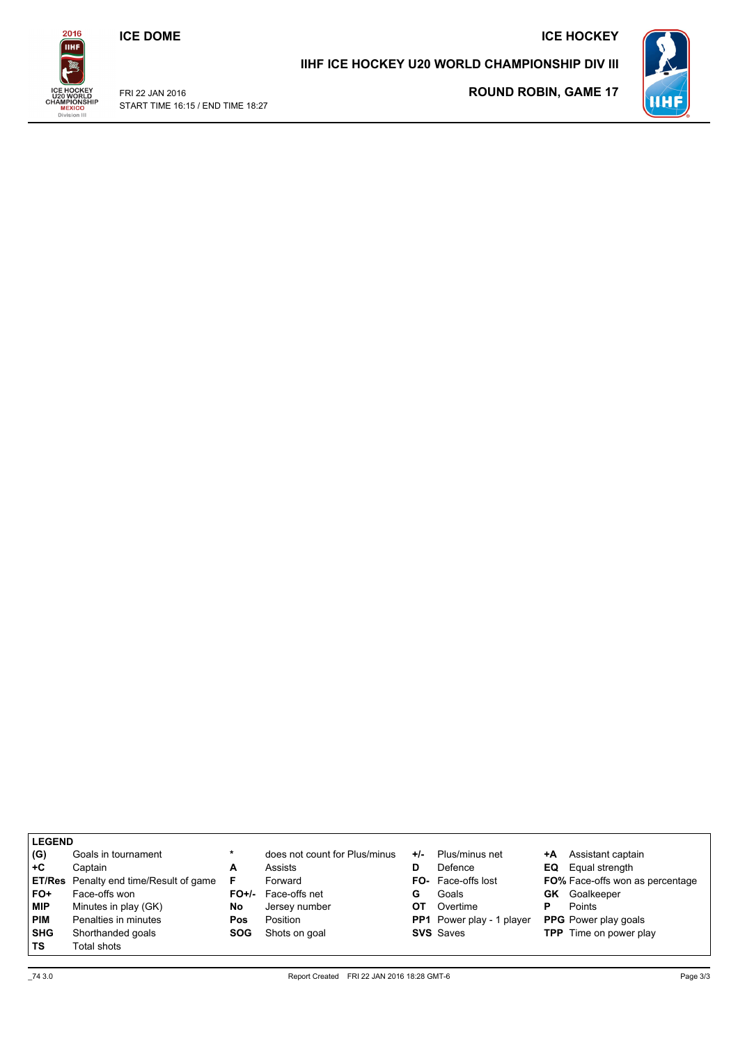ICE DOME

ICE HOCKEY

IIHF ICE HOCKEY U20 WORLD CHAMPIONSHIP DIV III

FRI 22 JAN 2016
START TIME 16:15 / END TIME 18:27

ROUND ROBIN, GAME 17

| LEGEND | | | | | | | |
|---|---|---|---|---|---|---|---|
| (G) | Goals in tournament | * | does not count for Plus/minus | +/- | Plus/minus net | +A | Assistant captain |
| +C | Captain | A | Assists | D | Defence | EQ | Equal strength |
| ET/Res | Penalty end time/Result of game | F | Forward | FO- | Face-offs lost | FO% | Face-offs won as percentage |
| FO+ | Face-offs won | FO+/- | Face-offs net | G | Goals | GK | Goalkeeper |
| MIP | Minutes in play (GK) | No | Jersey number | OT | Overtime | P | Points |
| PIM | Penalties in minutes | Pos | Position | PP1 | Power play - 1 player | PPG | Power play goals |
| SHG | Shorthanded goals | SOG | Shots on goal | SVS | Saves | TPP | Time on power play |
| TS | Total shots | | | | | | |

_74 3.0 Report Created FRI 22 JAN 2016 18:28 GMT-6